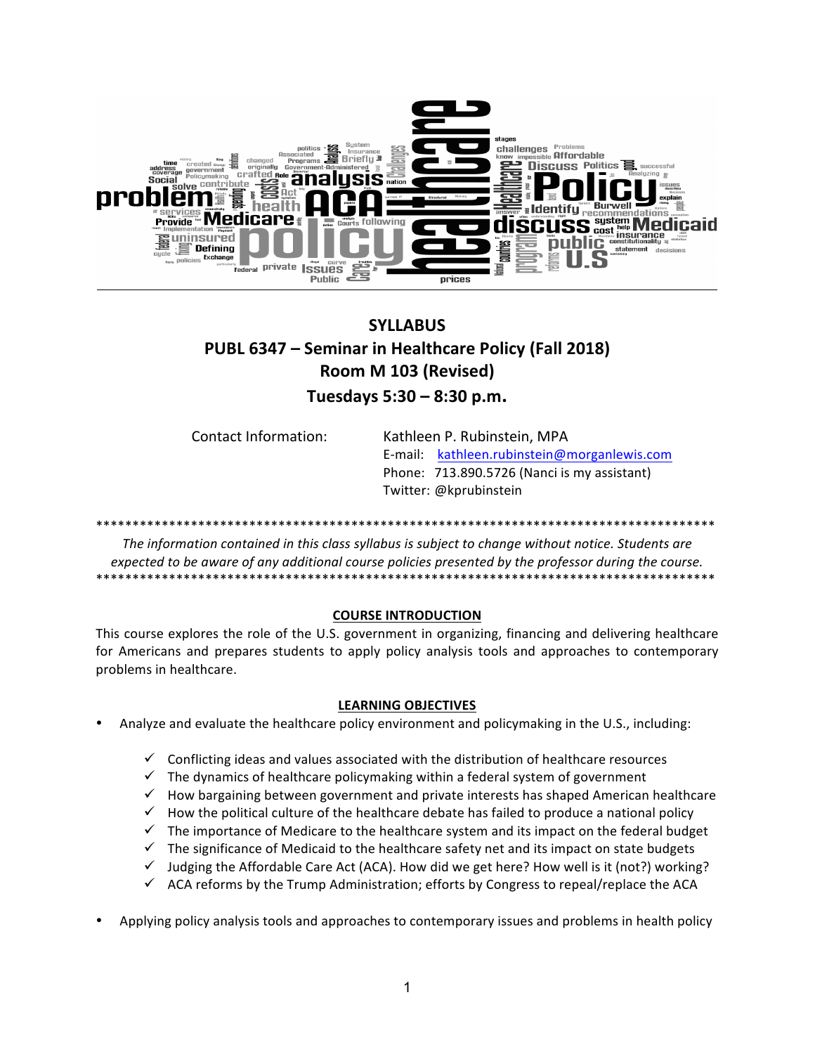**SYLLABUS**

**PUBL 6347 – Seminar in Healthcare Policy (Fall 2018)**

**Room M 103 (Revised)**

**Tuesdays 5:30 – 8:30 p.m.**

Contact Information: Kathleen P. Rubinstein, MPA
E-mail: kathleen.rubinstein@morganlewis.com
Phone: 713.890.5726 (Nanci is my assistant)
Twitter: @kprubinstein

*****************************************************************************************

*The information contained in this class syllabus is subject to change without notice. Students are expected to be aware of any additional course policies presented by the professor during the course.*

*****************************************************************************************

## COURSE INTRODUCTION

This course explores the role of the U.S. government in organizing, financing and delivering healthcare for Americans and prepares students to apply policy analysis tools and approaches to contemporary problems in healthcare.

## LEARNING OBJECTIVES

- Analyze and evaluate the healthcare policy environment and policymaking in the U.S., including:
  - ✓ Conflicting ideas and values associated with the distribution of healthcare resources
  - ✓ The dynamics of healthcare policymaking within a federal system of government
  - ✓ How bargaining between government and private interests has shaped American healthcare
  - ✓ How the political culture of the healthcare debate has failed to produce a national policy
  - ✓ The importance of Medicare to the healthcare system and its impact on the federal budget
  - ✓ The significance of Medicaid to the healthcare safety net and its impact on state budgets
  - ✓ Judging the Affordable Care Act (ACA). How did we get here? How well is it (not?) working?
  - ✓ ACA reforms by the Trump Administration; efforts by Congress to repeal/replace the ACA
- Applying policy analysis tools and approaches to contemporary issues and problems in health policy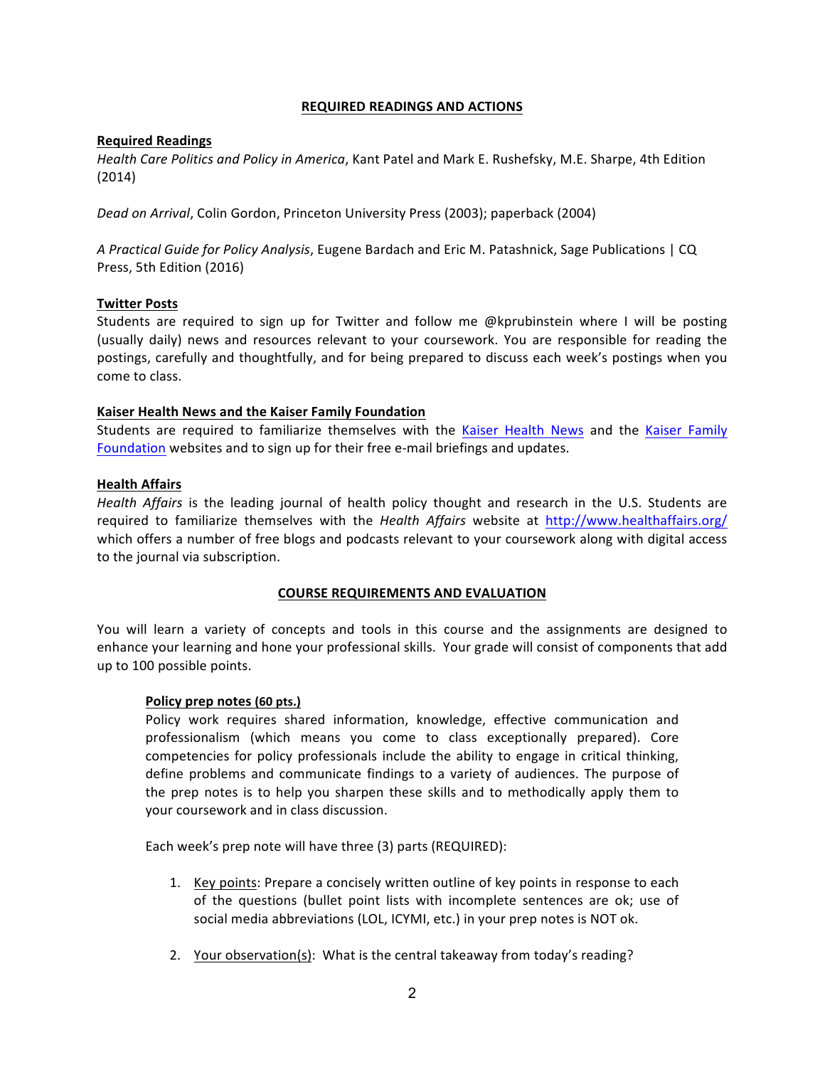## REQUIRED READINGS AND ACTIONS

### Required Readings

*Health Care Politics and Policy in America*, Kant Patel and Mark E. Rushefsky, M.E. Sharpe, 4th Edition (2014)

*Dead on Arrival*, Colin Gordon, Princeton University Press (2003); paperback (2004)

*A Practical Guide for Policy Analysis*, Eugene Bardach and Eric M. Patashnick, Sage Publications | CQ Press, 5th Edition (2016)

### Twitter Posts

Students are required to sign up for Twitter and follow me @kprubinstein where I will be posting (usually daily) news and resources relevant to your coursework. You are responsible for reading the postings, carefully and thoughtfully, and for being prepared to discuss each week's postings when you come to class.

### Kaiser Health News and the Kaiser Family Foundation

Students are required to familiarize themselves with the Kaiser Health News and the Kaiser Family Foundation websites and to sign up for their free e-mail briefings and updates.

### Health Affairs

*Health Affairs* is the leading journal of health policy thought and research in the U.S. Students are required to familiarize themselves with the *Health Affairs* website at http://www.healthaffairs.org/ which offers a number of free blogs and podcasts relevant to your coursework along with digital access to the journal via subscription.

## COURSE REQUIREMENTS AND EVALUATION

You will learn a variety of concepts and tools in this course and the assignments are designed to enhance your learning and hone your professional skills. Your grade will consist of components that add up to 100 possible points.

### Policy prep notes (60 pts.)

Policy work requires shared information, knowledge, effective communication and professionalism (which means you come to class exceptionally prepared). Core competencies for policy professionals include the ability to engage in critical thinking, define problems and communicate findings to a variety of audiences. The purpose of the prep notes is to help you sharpen these skills and to methodically apply them to your coursework and in class discussion.

Each week's prep note will have three (3) parts (REQUIRED):

1. Key points: Prepare a concisely written outline of key points in response to each of the questions (bullet point lists with incomplete sentences are ok; use of social media abbreviations (LOL, ICYMI, etc.) in your prep notes is NOT ok.

2. Your observation(s): What is the central takeaway from today's reading?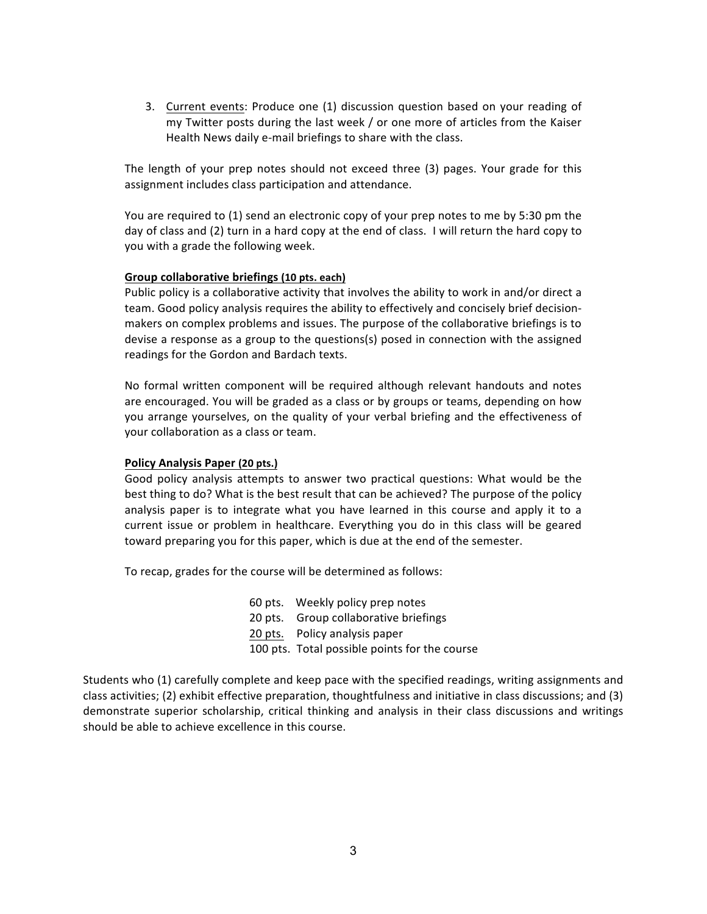3. Current events: Produce one (1) discussion question based on your reading of my Twitter posts during the last week / or one more of articles from the Kaiser Health News daily e-mail briefings to share with the class.

The length of your prep notes should not exceed three (3) pages. Your grade for this assignment includes class participation and attendance.

You are required to (1) send an electronic copy of your prep notes to me by 5:30 pm the day of class and (2) turn in a hard copy at the end of class. I will return the hard copy to you with a grade the following week.

**Group collaborative briefings (10 pts. each)**

Public policy is a collaborative activity that involves the ability to work in and/or direct a team. Good policy analysis requires the ability to effectively and concisely brief decision-makers on complex problems and issues. The purpose of the collaborative briefings is to devise a response as a group to the questions(s) posed in connection with the assigned readings for the Gordon and Bardach texts.

No formal written component will be required although relevant handouts and notes are encouraged. You will be graded as a class or by groups or teams, depending on how you arrange yourselves, on the quality of your verbal briefing and the effectiveness of your collaboration as a class or team.

**Policy Analysis Paper (20 pts.)**

Good policy analysis attempts to answer two practical questions: What would be the best thing to do? What is the best result that can be achieved? The purpose of the policy analysis paper is to integrate what you have learned in this course and apply it to a current issue or problem in healthcare. Everything you do in this class will be geared toward preparing you for this paper, which is due at the end of the semester.

To recap, grades for the course will be determined as follows:

| | |
|---|---|
| 60 pts. | Weekly policy prep notes |
| 20 pts. | Group collaborative briefings |
| 20 pts. | Policy analysis paper |
| 100 pts. | Total possible points for the course |

Students who (1) carefully complete and keep pace with the specified readings, writing assignments and class activities; (2) exhibit effective preparation, thoughtfulness and initiative in class discussions; and (3) demonstrate superior scholarship, critical thinking and analysis in their class discussions and writings should be able to achieve excellence in this course.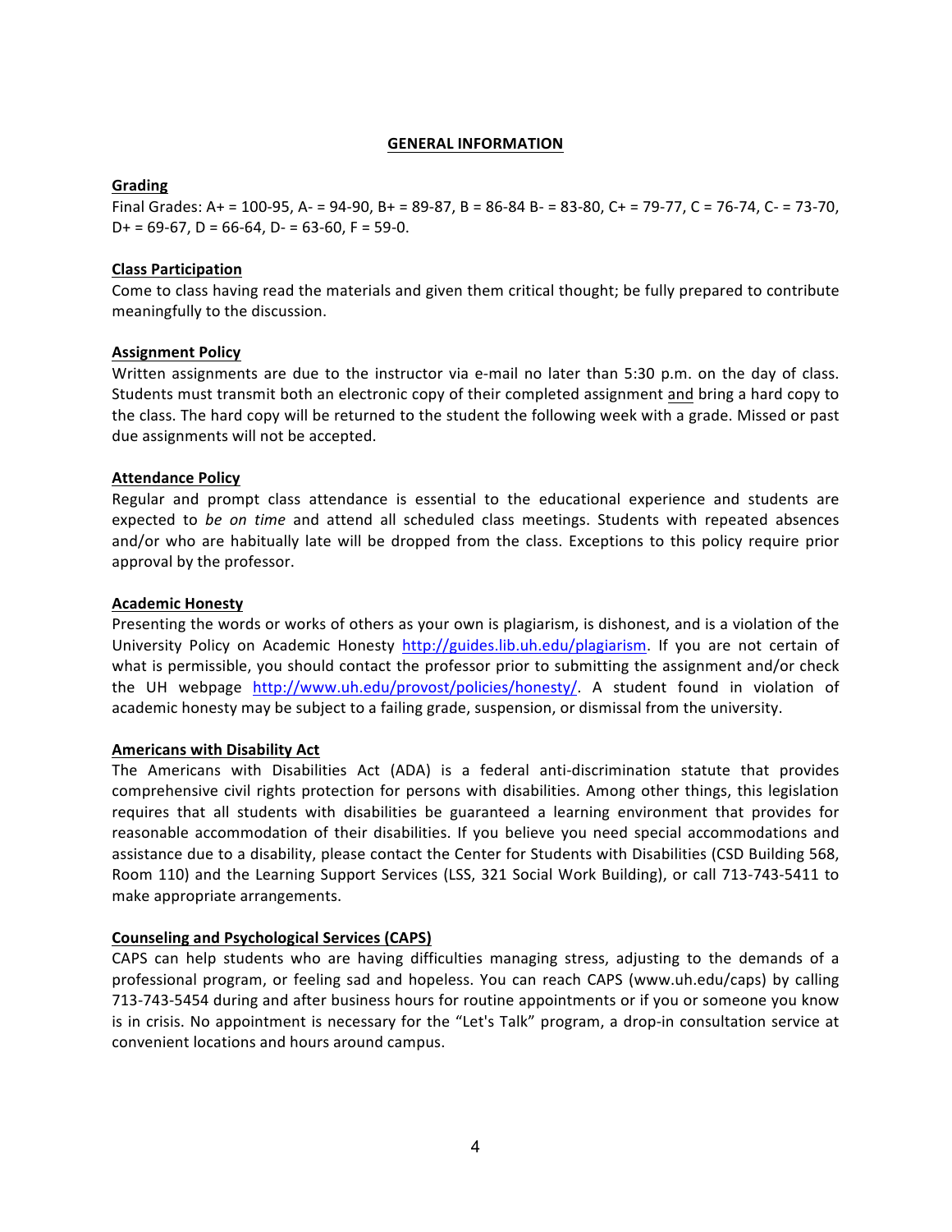## GENERAL INFORMATION

### Grading

Final Grades: A+ = 100-95, A- = 94-90, B+ = 89-87, B = 86-84 B- = 83-80, C+ = 79-77, C = 76-74, C- = 73-70, D+ = 69-67, D = 66-64, D- = 63-60, F = 59-0.

### Class Participation

Come to class having read the materials and given them critical thought; be fully prepared to contribute meaningfully to the discussion.

### Assignment Policy

Written assignments are due to the instructor via e-mail no later than 5:30 p.m. on the day of class. Students must transmit both an electronic copy of their completed assignment and bring a hard copy to the class. The hard copy will be returned to the student the following week with a grade. Missed or past due assignments will not be accepted.

### Attendance Policy

Regular and prompt class attendance is essential to the educational experience and students are expected to *be on time* and attend all scheduled class meetings. Students with repeated absences and/or who are habitually late will be dropped from the class. Exceptions to this policy require prior approval by the professor.

### Academic Honesty

Presenting the words or works of others as your own is plagiarism, is dishonest, and is a violation of the University Policy on Academic Honesty http://guides.lib.uh.edu/plagiarism. If you are not certain of what is permissible, you should contact the professor prior to submitting the assignment and/or check the UH webpage http://www.uh.edu/provost/policies/honesty/. A student found in violation of academic honesty may be subject to a failing grade, suspension, or dismissal from the university.

### Americans with Disability Act

The Americans with Disabilities Act (ADA) is a federal anti-discrimination statute that provides comprehensive civil rights protection for persons with disabilities. Among other things, this legislation requires that all students with disabilities be guaranteed a learning environment that provides for reasonable accommodation of their disabilities. If you believe you need special accommodations and assistance due to a disability, please contact the Center for Students with Disabilities (CSD Building 568, Room 110) and the Learning Support Services (LSS, 321 Social Work Building), or call 713-743-5411 to make appropriate arrangements.

### Counseling and Psychological Services (CAPS)

CAPS can help students who are having difficulties managing stress, adjusting to the demands of a professional program, or feeling sad and hopeless. You can reach CAPS (www.uh.edu/caps) by calling 713-743-5454 during and after business hours for routine appointments or if you or someone you know is in crisis. No appointment is necessary for the "Let's Talk" program, a drop-in consultation service at convenient locations and hours around campus.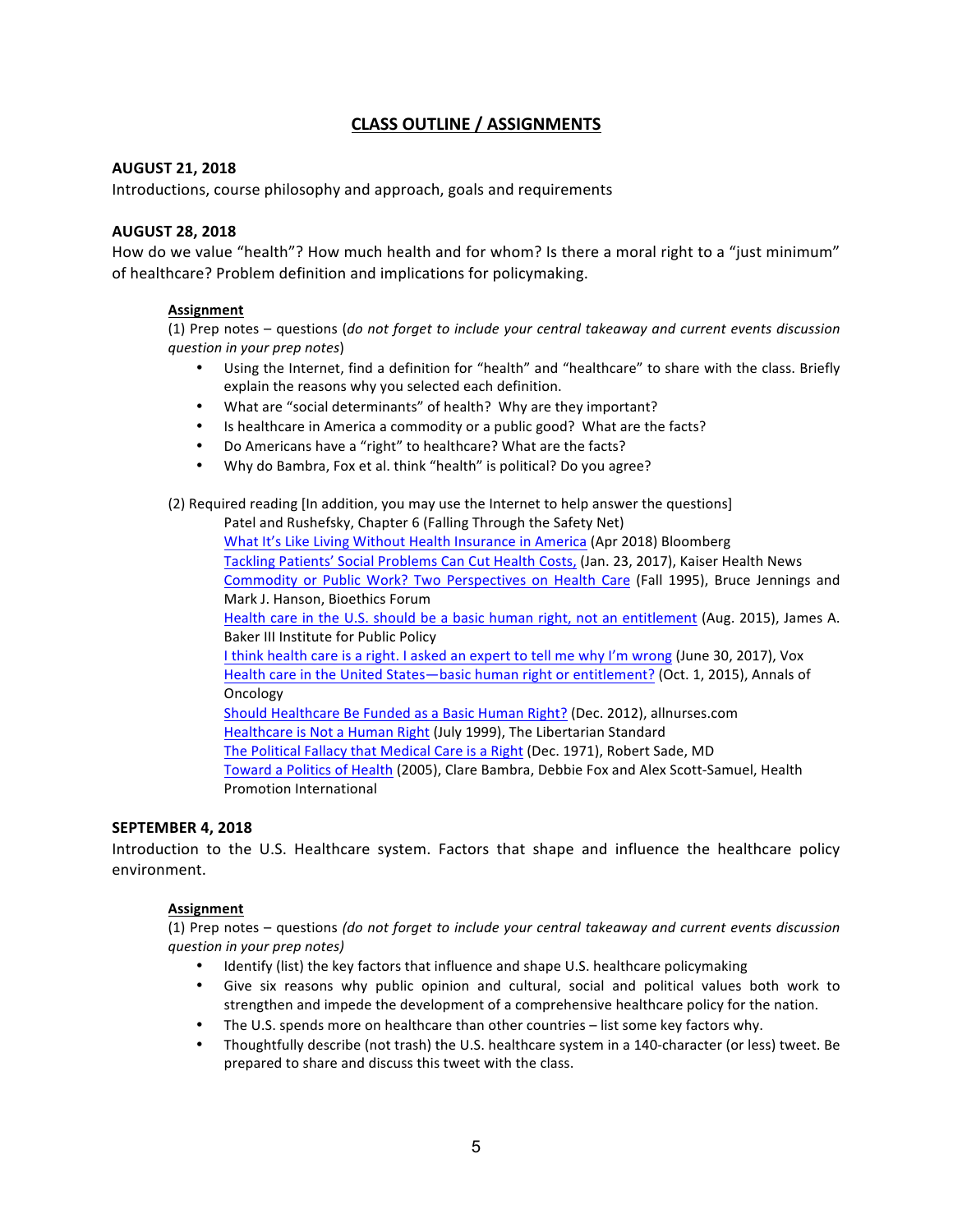## CLASS OUTLINE / ASSIGNMENTS

**AUGUST 21, 2018**

Introductions, course philosophy and approach, goals and requirements

**AUGUST 28, 2018**

How do we value "health"? How much health and for whom? Is there a moral right to a "just minimum" of healthcare? Problem definition and implications for policymaking.

**Assignment**

(1) Prep notes – questions (*do not forget to include your central takeaway and current events discussion question in your prep notes*)

- Using the Internet, find a definition for "health" and "healthcare" to share with the class. Briefly explain the reasons why you selected each definition.
- What are "social determinants" of health? Why are they important?
- Is healthcare in America a commodity or a public good? What are the facts?
- Do Americans have a "right" to healthcare? What are the facts?
- Why do Bambra, Fox et al. think "health" is political? Do you agree?

(2) Required reading [In addition, you may use the Internet to help answer the questions]

Patel and Rushefsky, Chapter 6 (Falling Through the Safety Net)
What It's Like Living Without Health Insurance in America (Apr 2018) Bloomberg
Tackling Patients' Social Problems Can Cut Health Costs, (Jan. 23, 2017), Kaiser Health News
Commodity or Public Work? Two Perspectives on Health Care (Fall 1995), Bruce Jennings and Mark J. Hanson, Bioethics Forum
Health care in the U.S. should be a basic human right, not an entitlement (Aug. 2015), James A. Baker III Institute for Public Policy
I think health care is a right. I asked an expert to tell me why I'm wrong (June 30, 2017), Vox
Health care in the United States—basic human right or entitlement? (Oct. 1, 2015), Annals of Oncology
Should Healthcare Be Funded as a Basic Human Right? (Dec. 2012), allnurses.com
Healthcare is Not a Human Right (July 1999), The Libertarian Standard
The Political Fallacy that Medical Care is a Right (Dec. 1971), Robert Sade, MD
Toward a Politics of Health (2005), Clare Bambra, Debbie Fox and Alex Scott-Samuel, Health Promotion International

**SEPTEMBER 4, 2018**

Introduction to the U.S. Healthcare system. Factors that shape and influence the healthcare policy environment.

**Assignment**

(1) Prep notes – questions *(do not forget to include your central takeaway and current events discussion question in your prep notes)*

- Identify (list) the key factors that influence and shape U.S. healthcare policymaking
- Give six reasons why public opinion and cultural, social and political values both work to strengthen and impede the development of a comprehensive healthcare policy for the nation.
- The U.S. spends more on healthcare than other countries – list some key factors why.
- Thoughtfully describe (not trash) the U.S. healthcare system in a 140-character (or less) tweet. Be prepared to share and discuss this tweet with the class.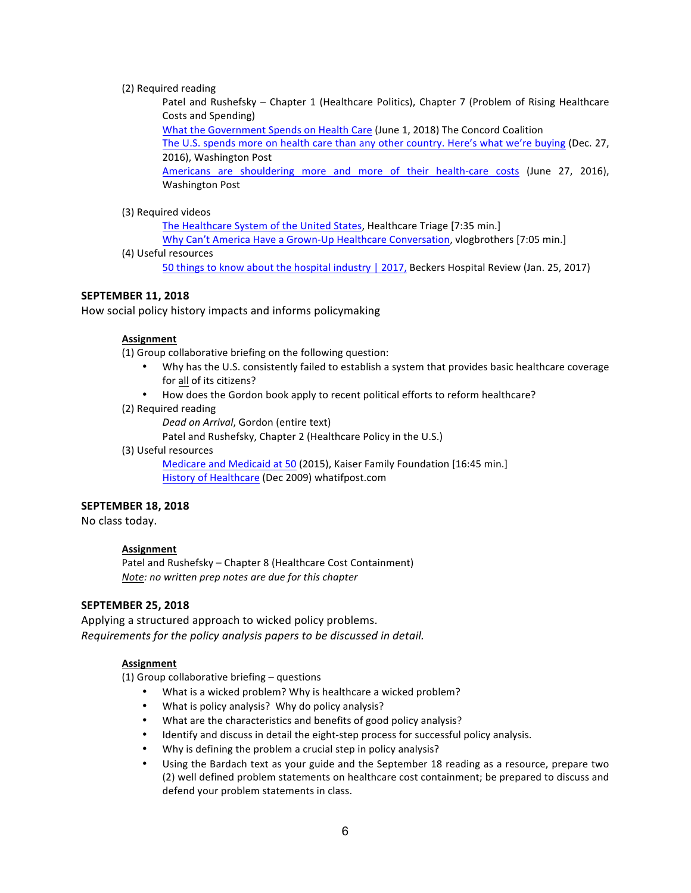(2) Required reading

Patel and Rushefsky – Chapter 1 (Healthcare Politics), Chapter 7 (Problem of Rising Healthcare Costs and Spending)

What the Government Spends on Health Care (June 1, 2018) The Concord Coalition

The U.S. spends more on health care than any other country. Here's what we're buying (Dec. 27, 2016), Washington Post

Americans are shouldering more and more of their health-care costs (June 27, 2016), Washington Post

(3) Required videos

The Healthcare System of the United States, Healthcare Triage [7:35 min.]

Why Can't America Have a Grown-Up Healthcare Conversation, vlogbrothers [7:05 min.]

(4) Useful resources

50 things to know about the hospital industry | 2017, Beckers Hospital Review (Jan. 25, 2017)

**SEPTEMBER 11, 2018**

How social policy history impacts and informs policymaking

**Assignment**

(1) Group collaborative briefing on the following question:

- Why has the U.S. consistently failed to establish a system that provides basic healthcare coverage for all of its citizens?
- How does the Gordon book apply to recent political efforts to reform healthcare?

(2) Required reading

*Dead on Arrival*, Gordon (entire text)

Patel and Rushefsky, Chapter 2 (Healthcare Policy in the U.S.)

(3) Useful resources

Medicare and Medicaid at 50 (2015), Kaiser Family Foundation [16:45 min.]

History of Healthcare (Dec 2009) whatifpost.com

**SEPTEMBER 18, 2018**

No class today.

**Assignment**

Patel and Rushefsky – Chapter 8 (Healthcare Cost Containment)

*Note: no written prep notes are due for this chapter*

**SEPTEMBER 25, 2018**

Applying a structured approach to wicked policy problems.

*Requirements for the policy analysis papers to be discussed in detail.*

**Assignment**

(1) Group collaborative briefing – questions

- What is a wicked problem? Why is healthcare a wicked problem?
- What is policy analysis? Why do policy analysis?
- What are the characteristics and benefits of good policy analysis?
- Identify and discuss in detail the eight-step process for successful policy analysis.
- Why is defining the problem a crucial step in policy analysis?
- Using the Bardach text as your guide and the September 18 reading as a resource, prepare two (2) well defined problem statements on healthcare cost containment; be prepared to discuss and defend your problem statements in class.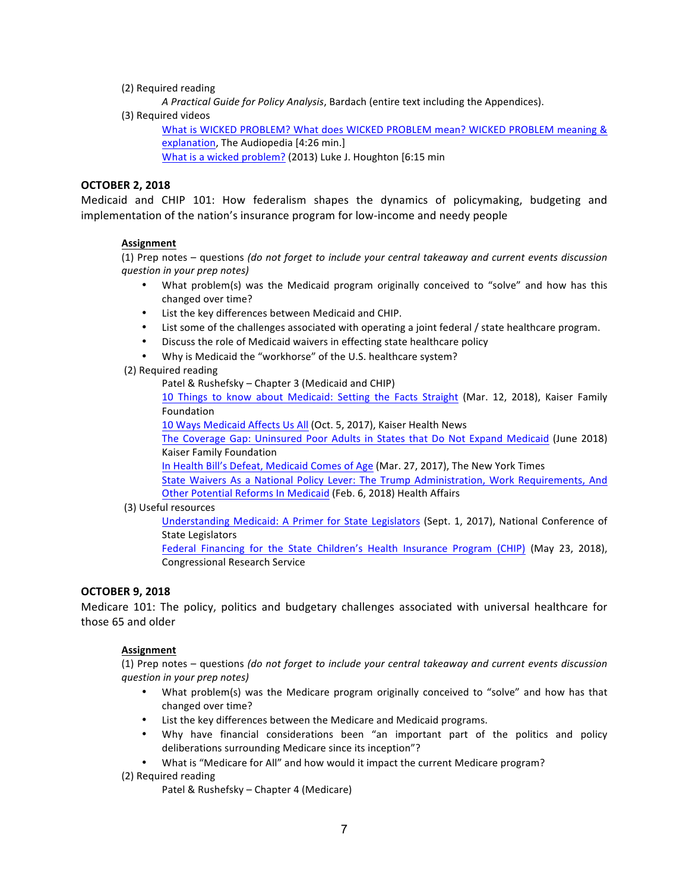(2) Required reading

*A Practical Guide for Policy Analysis*, Bardach (entire text including the Appendices).

(3) Required videos

What is WICKED PROBLEM? What does WICKED PROBLEM mean? WICKED PROBLEM meaning & explanation, The Audiopedia [4:26 min.]

What is a wicked problem? (2013) Luke J. Houghton [6:15 min

**OCTOBER 2, 2018**

Medicaid and CHIP 101: How federalism shapes the dynamics of policymaking, budgeting and implementation of the nation's insurance program for low-income and needy people

**Assignment**

(1) Prep notes – questions *(do not forget to include your central takeaway and current events discussion question in your prep notes)*

- What problem(s) was the Medicaid program originally conceived to "solve" and how has this changed over time?
- List the key differences between Medicaid and CHIP.
- List some of the challenges associated with operating a joint federal / state healthcare program.
- Discuss the role of Medicaid waivers in effecting state healthcare policy
- Why is Medicaid the "workhorse" of the U.S. healthcare system?

(2) Required reading

Patel & Rushefsky – Chapter 3 (Medicaid and CHIP)

10 Things to know about Medicaid: Setting the Facts Straight (Mar. 12, 2018), Kaiser Family Foundation

10 Ways Medicaid Affects Us All (Oct. 5, 2017), Kaiser Health News

The Coverage Gap: Uninsured Poor Adults in States that Do Not Expand Medicaid (June 2018) Kaiser Family Foundation

In Health Bill's Defeat, Medicaid Comes of Age (Mar. 27, 2017), The New York Times

State Waivers As a National Policy Lever: The Trump Administration, Work Requirements, And Other Potential Reforms In Medicaid (Feb. 6, 2018) Health Affairs

(3) Useful resources

Understanding Medicaid: A Primer for State Legislators (Sept. 1, 2017), National Conference of State Legislators

Federal Financing for the State Children's Health Insurance Program (CHIP) (May 23, 2018), Congressional Research Service

**OCTOBER 9, 2018**

Medicare 101: The policy, politics and budgetary challenges associated with universal healthcare for those 65 and older

**Assignment**

(1) Prep notes – questions *(do not forget to include your central takeaway and current events discussion question in your prep notes)*

- What problem(s) was the Medicare program originally conceived to "solve" and how has that changed over time?
- List the key differences between the Medicare and Medicaid programs.
- Why have financial considerations been "an important part of the politics and policy deliberations surrounding Medicare since its inception"?
- What is "Medicare for All" and how would it impact the current Medicare program?

(2) Required reading

Patel & Rushefsky – Chapter 4 (Medicare)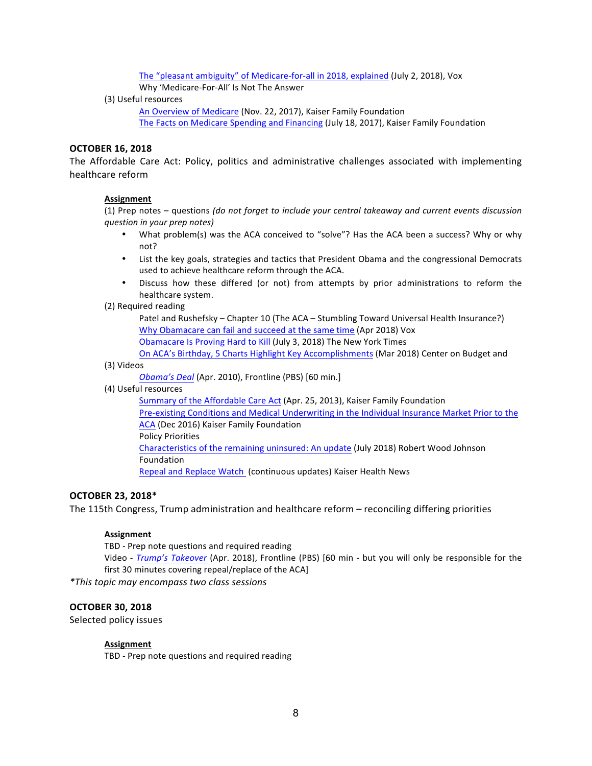[The "pleasant ambiguity" of Medicare-for-all in 2018, explained](#) (July 2, 2018), Vox
Why 'Medicare-For-All' Is Not The Answer

(3) Useful resources

[An Overview of Medicare](#) (Nov. 22, 2017), Kaiser Family Foundation
[The Facts on Medicare Spending and Financing](#) (July 18, 2017), Kaiser Family Foundation

**OCTOBER 16, 2018**

The Affordable Care Act: Policy, politics and administrative challenges associated with implementing healthcare reform

**Assignment**

(1) Prep notes – questions *(do not forget to include your central takeaway and current events discussion question in your prep notes)*

- What problem(s) was the ACA conceived to "solve"? Has the ACA been a success? Why or why not?
- List the key goals, strategies and tactics that President Obama and the congressional Democrats used to achieve healthcare reform through the ACA.
- Discuss how these differed (or not) from attempts by prior administrations to reform the healthcare system.

(2) Required reading

Patel and Rushefsky – Chapter 10 (The ACA – Stumbling Toward Universal Health Insurance?)
[Why Obamacare can fail and succeed at the same time](#) (Apr 2018) Vox
[Obamacare Is Proving Hard to Kill](#) (July 3, 2018) The New York Times
[On ACA's Birthday, 5 Charts Highlight Key Accomplishments](#) (Mar 2018) Center on Budget and

(3) Videos

[*Obama's Deal*](#) (Apr. 2010), Frontline (PBS) [60 min.]

(4) Useful resources

[Summary of the Affordable Care Act](#) (Apr. 25, 2013), Kaiser Family Foundation
[Pre-existing Conditions and Medical Underwriting in the Individual Insurance Market Prior to the ACA](#) (Dec 2016) Kaiser Family Foundation
Policy Priorities
[Characteristics of the remaining uninsured: An update](#) (July 2018) Robert Wood Johnson Foundation
[Repeal and Replace Watch](#) (continuous updates) Kaiser Health News

**OCTOBER 23, 2018***

The 115th Congress, Trump administration and healthcare reform – reconciling differing priorities

**Assignment**

TBD - Prep note questions and required reading
Video - [*Trump's Takeover*](#) (Apr. 2018), Frontline (PBS) [60 min - but you will only be responsible for the first 30 minutes covering repeal/replace of the ACA]

**This topic may encompass two class sessions*

**OCTOBER 30, 2018**

Selected policy issues

**Assignment**

TBD - Prep note questions and required reading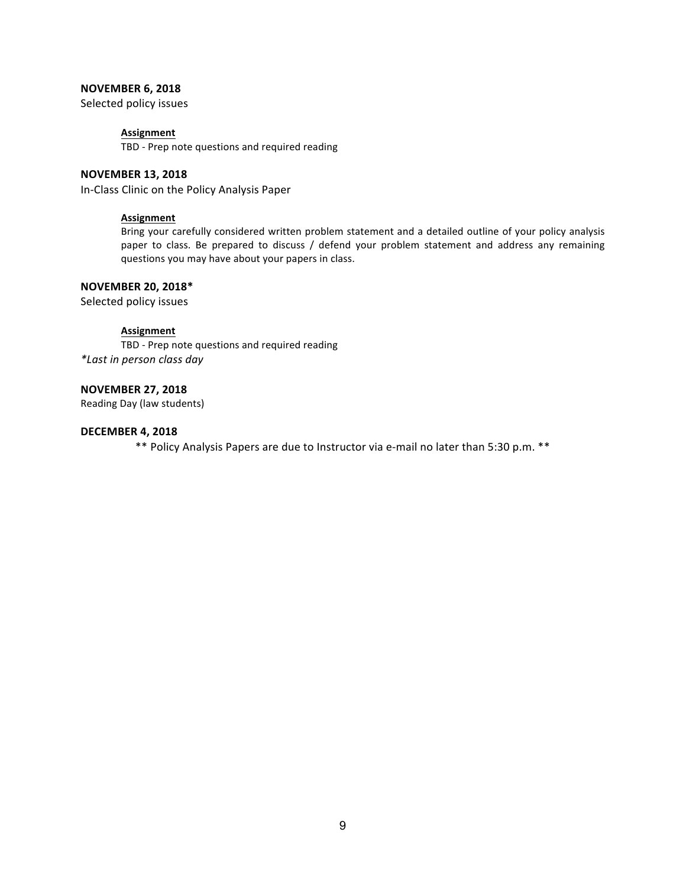**NOVEMBER 6, 2018**

Selected policy issues

**Assignment**

TBD - Prep note questions and required reading

**NOVEMBER 13, 2018**

In-Class Clinic on the Policy Analysis Paper

**Assignment**

Bring your carefully considered written problem statement and a detailed outline of your policy analysis paper to class. Be prepared to discuss / defend your problem statement and address any remaining questions you may have about your papers in class.

**NOVEMBER 20, 2018***

Selected policy issues

**Assignment**

TBD - Prep note questions and required reading

**Last in person class day*

**NOVEMBER 27, 2018**

Reading Day (law students)

**DECEMBER 4, 2018**

** Policy Analysis Papers are due to Instructor via e-mail no later than 5:30 p.m. **